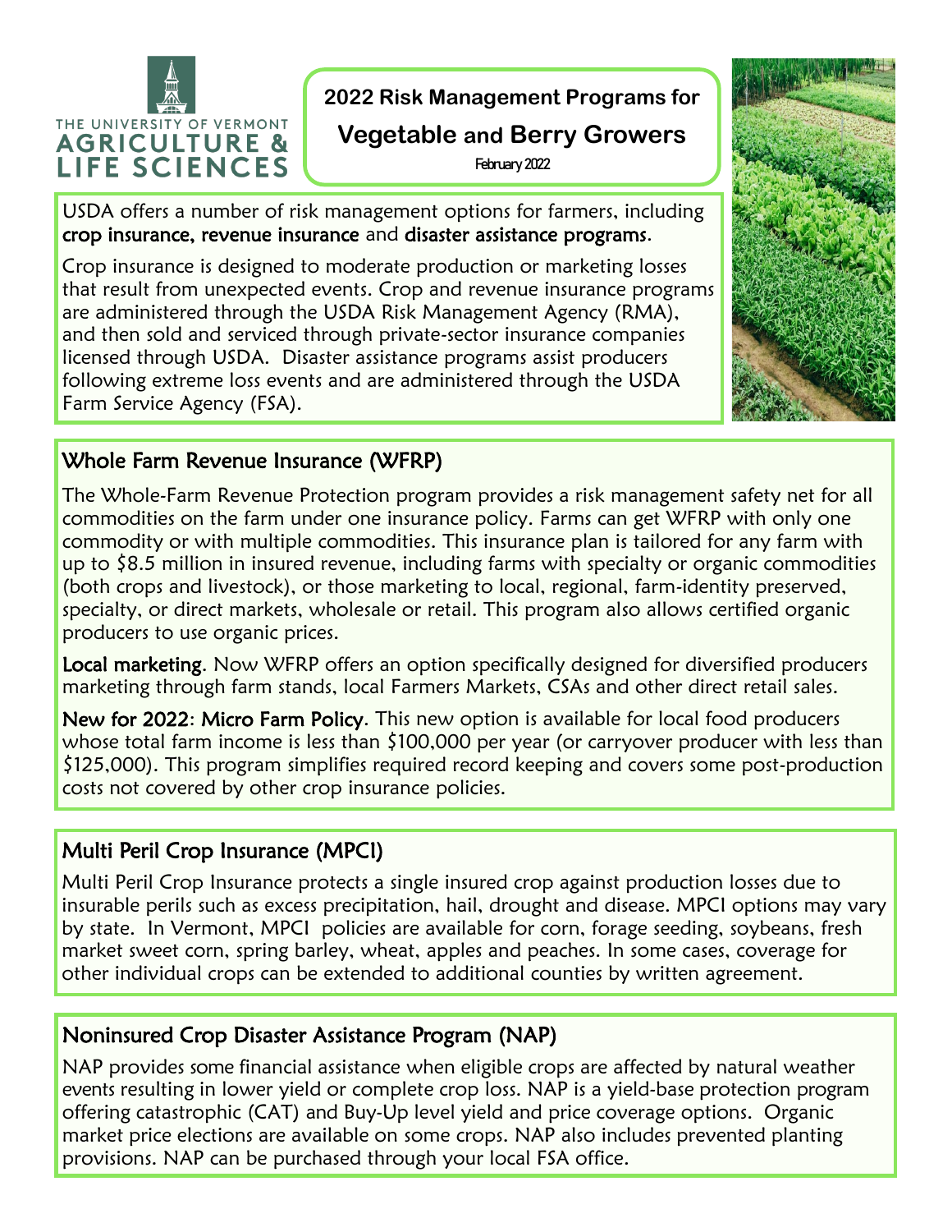THE UNIVERSITY OF VERMONT AGRICULTURE & LIFE SCIENCES

# 2022 Risk Management Programs for Vegetable and Berry Growers

February 2022

USDA offers a number of risk management options for farmers, including **crop insurance, revenue insurance** and **disaster assistance programs**.

Crop insurance is designed to moderate production or marketing losses that result from unexpected events. Crop and revenue insurance programs are administered through the USDA Risk Management Agency (RMA), and then sold and serviced through private-sector insurance companies licensed through USDA. Disaster assistance programs assist producers following extreme loss events and are administered through the USDA Farm Service Agency (FSA).

## Whole Farm Revenue Insurance (WFRP)

The Whole-Farm Revenue Protection program provides a risk management safety net for all commodities on the farm under one insurance policy. Farms can get WFRP with only one commodity or with multiple commodities. This insurance plan is tailored for any farm with up to $8.5 million in insured revenue, including farms with specialty or organic commodities (both crops and livestock), or those marketing to local, regional, farm-identity preserved, specialty, or direct markets, wholesale or retail. This program also allows certified organic producers to use organic prices.

**Local marketing**. Now WFRP offers an option specifically designed for diversified producers marketing through farm stands, local Farmers Markets, CSAs and other direct retail sales.

**New for 2022**: **Micro Farm Policy**. This new option is available for local food producers whose total farm income is less than $100,000 per year (or carryover producer with less than $125,000). This program simplifies required record keeping and covers some post-production costs not covered by other crop insurance policies.

## Multi Peril Crop Insurance (MPCI)

Multi Peril Crop Insurance protects a single insured crop against production losses due to insurable perils such as excess precipitation, hail, drought and disease. MPCI options may vary by state. In Vermont, MPCI policies are available for corn, forage seeding, soybeans, fresh market sweet corn, spring barley, wheat, apples and peaches. In some cases, coverage for other individual crops can be extended to additional counties by written agreement.

## Noninsured Crop Disaster Assistance Program (NAP)

NAP provides some financial assistance when eligible crops are affected by natural weather events resulting in lower yield or complete crop loss. NAP is a yield-base protection program offering catastrophic (CAT) and Buy-Up level yield and price coverage options. Organic market price elections are available on some crops. NAP also includes prevented planting provisions. NAP can be purchased through your local FSA office.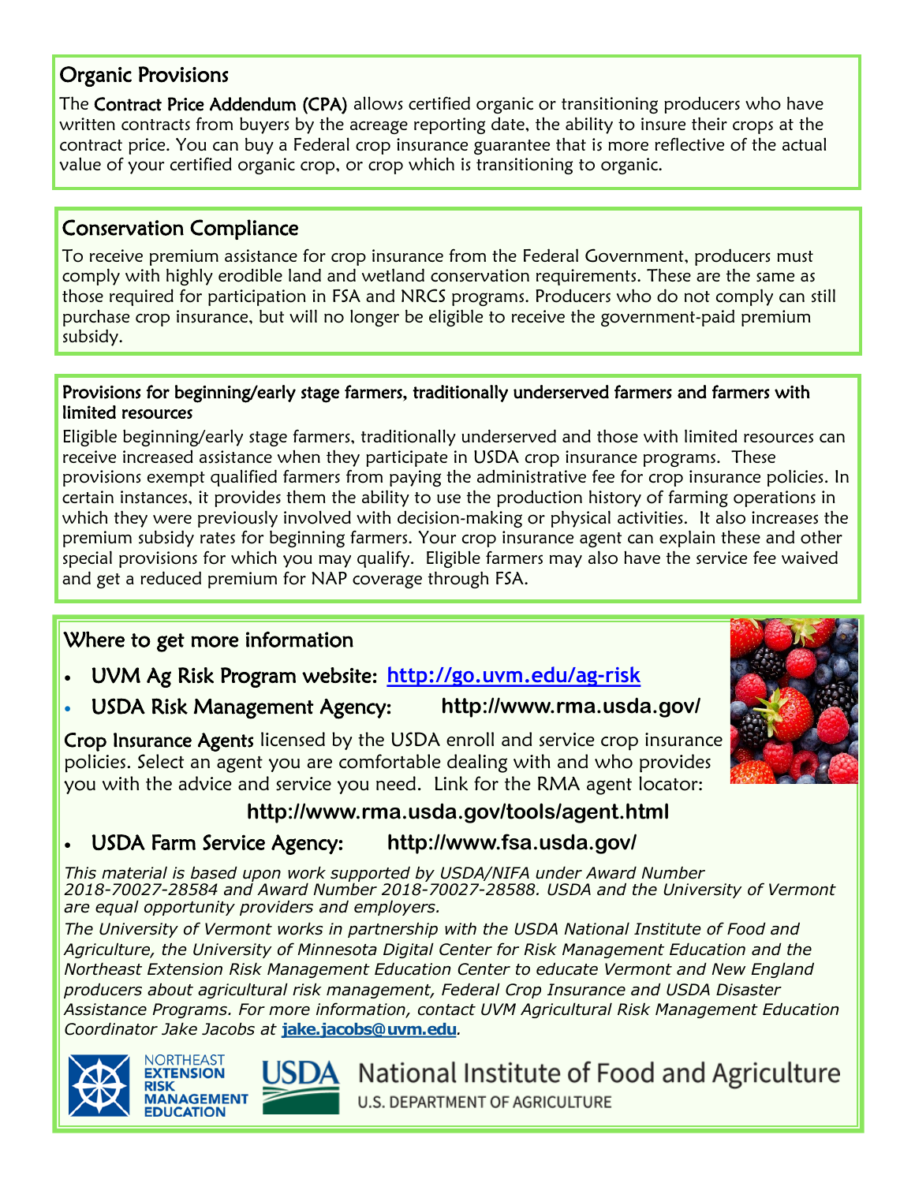## Organic Provisions

The **Contract Price Addendum (CPA)** allows certified organic or transitioning producers who have written contracts from buyers by the acreage reporting date, the ability to insure their crops at the contract price. You can buy a Federal crop insurance guarantee that is more reflective of the actual value of your certified organic crop, or crop which is transitioning to organic.

## Conservation Compliance

To receive premium assistance for crop insurance from the Federal Government, producers must comply with highly erodible land and wetland conservation requirements. These are the same as those required for participation in FSA and NRCS programs. Producers who do not comply can still purchase crop insurance, but will no longer be eligible to receive the government-paid premium subsidy.

### Provisions for beginning/early stage farmers, traditionally underserved farmers and farmers with limited resources

Eligible beginning/early stage farmers, traditionally underserved and those with limited resources can receive increased assistance when they participate in USDA crop insurance programs. These provisions exempt qualified farmers from paying the administrative fee for crop insurance policies. In certain instances, it provides them the ability to use the production history of farming operations in which they were previously involved with decision-making or physical activities. It also increases the premium subsidy rates for beginning farmers. Your crop insurance agent can explain these and other special provisions for which you may qualify. Eligible farmers may also have the service fee waived and get a reduced premium for NAP coverage through FSA.

## Where to get more information

- UVM Ag Risk Program website: http://go.uvm.edu/ag-risk
- USDA Risk Management Agency: http://www.rma.usda.gov/

**Crop Insurance Agents** licensed by the USDA enroll and service crop insurance policies. Select an agent you are comfortable dealing with and who provides you with the advice and service you need. Link for the RMA agent locator:

http://www.rma.usda.gov/tools/agent.html

- USDA Farm Service Agency: http://www.fsa.usda.gov/

*This material is based upon work supported by USDA/NIFA under Award Number 2018-70027-28584 and Award Number 2018-70027-28588. USDA and the University of Vermont are equal opportunity providers and employers.*

*The University of Vermont works in partnership with the USDA National Institute of Food and Agriculture, the University of Minnesota Digital Center for Risk Management Education and the Northeast Extension Risk Management Education Center to educate Vermont and New England producers about agricultural risk management, Federal Crop Insurance and USDA Disaster Assistance Programs. For more information, contact UVM Agricultural Risk Management Education Coordinator Jake Jacobs at* **jake.jacobs@uvm.edu**.

NORTHEAST EXTENSION RISK MANAGEMENT EDUCATION

USDA National Institute of Food and Agriculture
U.S. DEPARTMENT OF AGRICULTURE